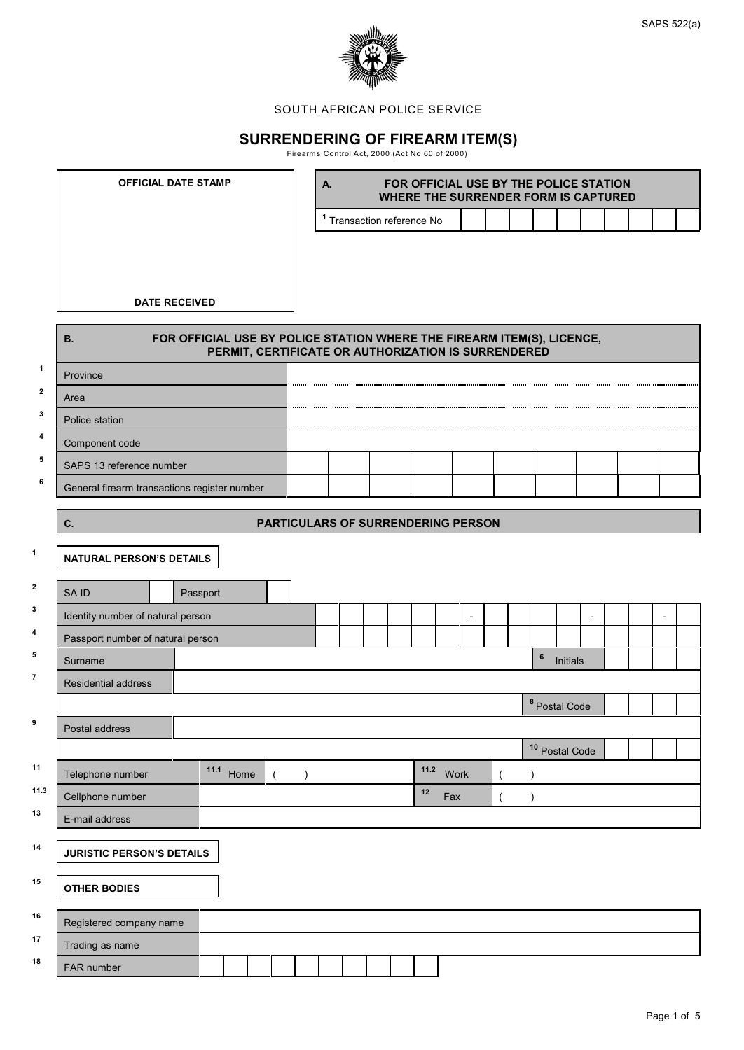SAPS 522(a)

SOUTH AFRICAN POLICE SERVICE

# SURRENDERING OF FIREARM ITEM(S)

Firearms Control Act, 2000 (Act No 60 of 2000)

| OFFICIAL DATE STAMP |
| --- |
| DATE RECEIVED |

| A. FOR OFFICIAL USE BY THE POLICE STATION WHERE THE SURRENDER FORM IS CAPTURED | | | | | | | | | | |
| --- | --- | --- | --- | --- | --- | --- | --- | --- | --- | --- |
| 1 Transaction reference No | | | | | | | | | | |

## B. FOR OFFICIAL USE BY POLICE STATION WHERE THE FIREARM ITEM(S), LICENCE, PERMIT, CERTIFICATE OR AUTHORIZATION IS SURRENDERED

| | | | | | | | | | | | |
| --- | --- | --- | --- | --- | --- | --- | --- | --- | --- | --- | --- |
| 1 | Province | | | | | | | | | | |
| 2 | Area | | | | | | | | | | |
| 3 | Police station | | | | | | | | | | |
| 4 | Component code | | | | | | | | | | |
| 5 | SAPS 13 reference number | | | | | | | | | | |
| 6 | General firearm transactions register number | | | | | | | | | | |

## C. PARTICULARS OF SURRENDERING PERSON

1 **NATURAL PERSON'S DETAILS**

| | | | | | | |
| --- | --- | --- | --- | --- | --- | --- |
| 2 | SA ID | | Passport | | | |
| 3 | Identity number of natural person | - | - | - | | |
| 4 | Passport number of natural person | | | | | |
| 5 | Surname | | 6 Initials | | | |
| 7 | Residential address | | | | | |
| | | | 8 Postal Code | | | |
| 9 | Postal address | | | | | |
| | | | 10 Postal Code | | | |
| 11 | Telephone number | 11.1 Home ( ) | 11.2 Work ( ) | | | |
| 11.3 | Cellphone number | | 12 Fax ( ) | | | |
| 13 | E-mail address | | | | | |

14 **JURISTIC PERSON'S DETAILS**

15 **OTHER BODIES**

| | | |
| --- | --- | --- |
| 16 | Registered company name | |
| 17 | Trading as name | |
| 18 | FAR number | |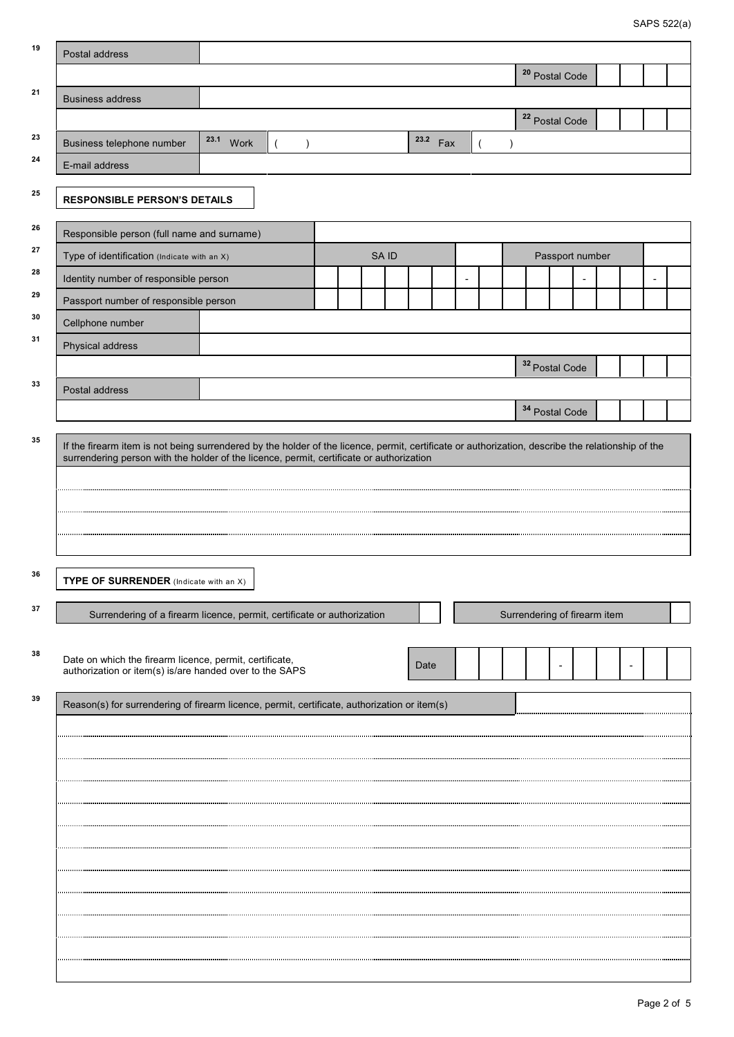| | | |
|---|---|---|
| 19 | Postal address | |
| | | [20] Postal Code |
| 21 | Business address | |
| | | [22] Postal Code |
| 23 | Business telephone number | 23.1 Work ( ) 23.2 Fax ( ) |
| 24 | E-mail address | |

**25 RESPONSIBLE PERSON'S DETAILS**

| | | | | | |
|---|---|---|---|---|---|
| 26 | Responsible person (full name and surname) | | | | |
| 27 | Type of identification (Indicate with an X) | SA ID | | Passport number | |
| 28 | Identity number of responsible person | - - - | | | |
| 29 | Passport number of responsible person | | | | |
| 30 | Cellphone number | | | | |
| 31 | Physical address | | | | |
| | | | | [32] Postal Code | |
| 33 | Postal address | | | | |
| | | | | [34] Postal Code | |

35 If the firearm item is not being surrendered by the holder of the licence, permit, certificate or authorization, describe the relationship of the surrendering person with the holder of the licence, permit, certificate or authorization

**36 TYPE OF SURRENDER** (Indicate with an X)

| | | | | |
|---|---|---|---|---|
| 37 | Surrendering of a firearm licence, permit, certificate or authorization | | Surrendering of firearm item | |

| | | | |
|---|---|---|---|
| 38 | Date on which the firearm licence, permit, certificate, authorization or item(s) is/are handed over to the SAPS | Date | - - |

39 Reason(s) for surrendering of firearm licence, permit, certificate, authorization or item(s)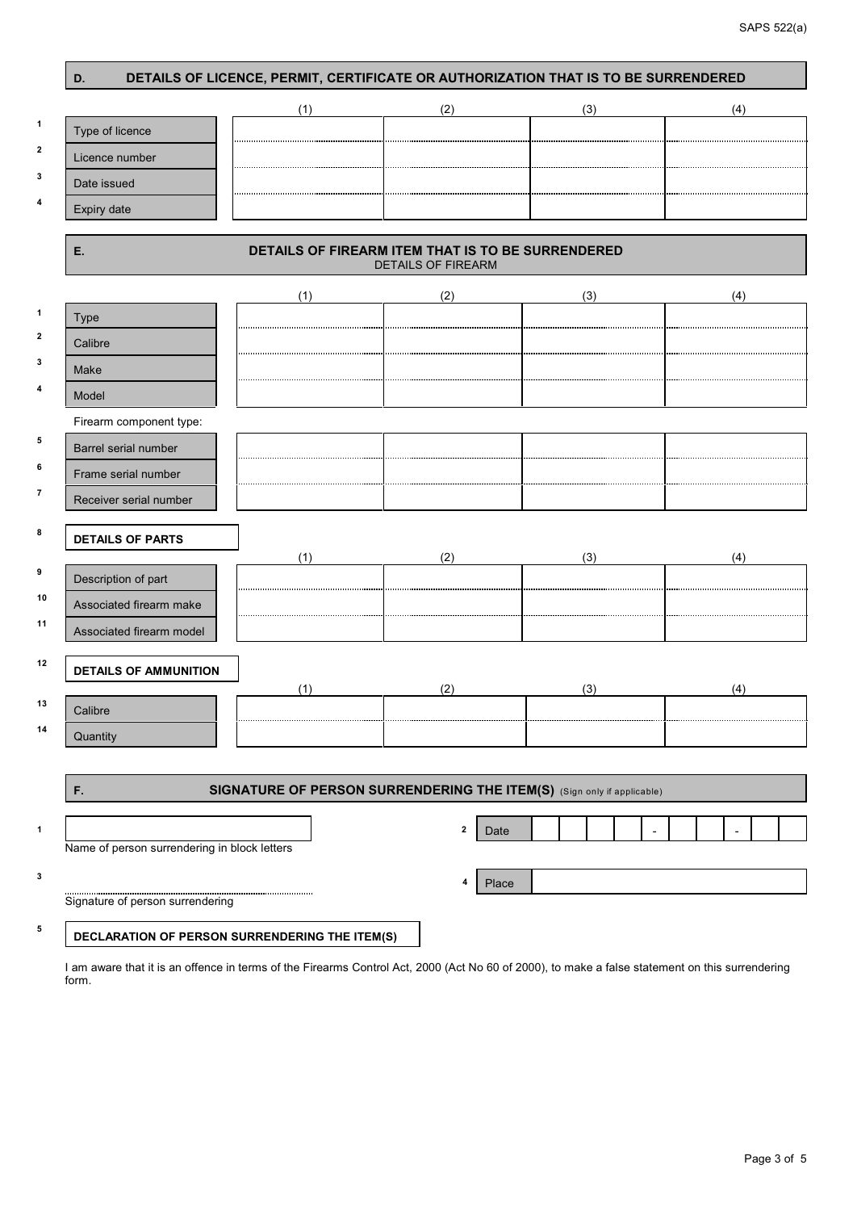SAPS 522(a)

## D. DETAILS OF LICENCE, PERMIT, CERTIFICATE OR AUTHORIZATION THAT IS TO BE SURRENDERED

| | | (1) | (2) | (3) | (4) |
|---|---|---|---|---|---|
| 1 | Type of licence | | | | |
| 2 | Licence number | | | | |
| 3 | Date issued | | | | |
| 4 | Expiry date | | | | |

## E. DETAILS OF FIREARM ITEM THAT IS TO BE SURRENDERED

DETAILS OF FIREARM

| | | (1) | (2) | (3) | (4) |
|---|---|---|---|---|---|
| 1 | Type | | | | |
| 2 | Calibre | | | | |
| 3 | Make | | | | |
| 4 | Model | | | | |

Firearm component type:

| | | | | | |
|---|---|---|---|---|---|
| 5 | Barrel serial number | | | | |
| 6 | Frame serial number | | | | |
| 7 | Receiver serial number | | | | |

8 **DETAILS OF PARTS**

| | | (1) | (2) | (3) | (4) |
|---|---|---|---|---|---|
| 9 | Description of part | | | | |
| 10 | Associated firearm make | | | | |
| 11 | Associated firearm model | | | | |

12 **DETAILS OF AMMUNITION**

| | | (1) | (2) | (3) | (4) |
|---|---|---|---|---|---|
| 13 | Calibre | | | | |
| 14 | Quantity | | | | |

## F. SIGNATURE OF PERSON SURRENDERING THE ITEM(S) (Sign only if applicable)

1 ______________________
Name of person surrendering in block letters

2 Date __ __ __ __ - __ __ - __ __

3 ......................................................
Signature of person surrendering

4 Place ______________________

5 **DECLARATION OF PERSON SURRENDERING THE ITEM(S)**

I am aware that it is an offence in terms of the Firearms Control Act, 2000 (Act No 60 of 2000), to make a false statement on this surrendering form.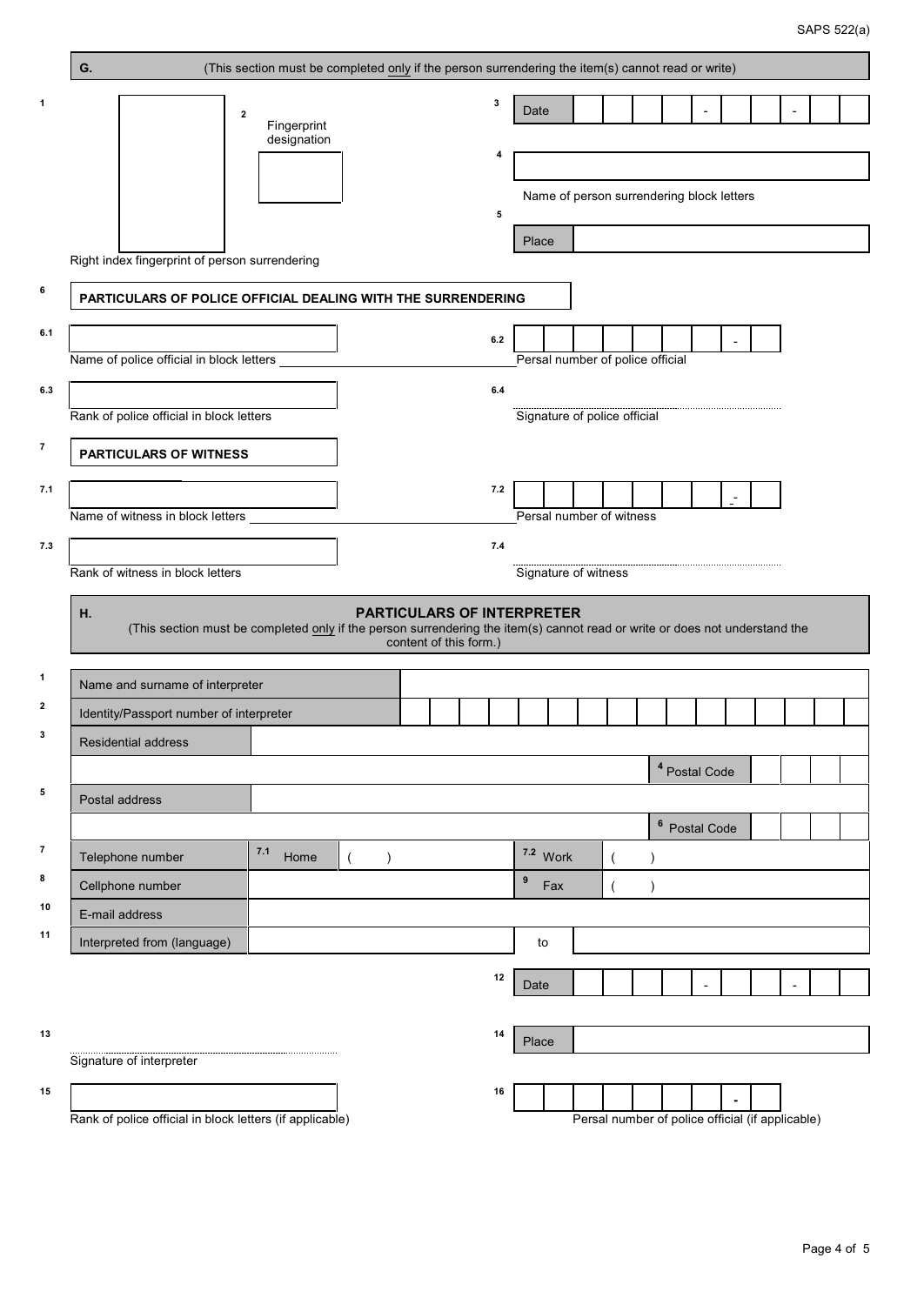SAPS 522(a)

## G. (This section must be completed only if the person surrendering the item(s) cannot read or write)

1 Right index fingerprint of person surrendering

2 Fingerprint designation

3 Date: __ __ __ __ - __ __ - __ __

4 Name of person surrendering block letters

5 Place

**6 PARTICULARS OF POLICE OFFICIAL DEALING WITH THE SURRENDERING**

6.1 Name of police official in block letters

6.2 Persal number of police official: __ __ __ __ __ __ __ - __

6.3 Rank of police official in block letters

6.4 Signature of police official

**7 PARTICULARS OF WITNESS**

7.1 Name of witness in block letters

7.2 Persal number of witness: __ __ __ __ __ __ __ - __

7.3 Rank of witness in block letters

7.4 Signature of witness

## H. PARTICULARS OF INTERPRETER

(This section must be completed only if the person surrendering the item(s) cannot read or write or does not understand the content of this form.)

| | | | | |
|---|---|---|---|---|
| 1 | Name and surname of interpreter | | | |
| 2 | Identity/Passport number of interpreter | | | |
| 3 | Residential address | | | |
| | | | 4 Postal Code | |
| 5 | Postal address | | | |
| | | | 6 Postal Code | |
| 7 | Telephone number | 7.1 Home ( ) | 7.2 Work ( ) | |
| 8 | Cellphone number | | 9 Fax ( ) | |
| 10 | E-mail address | | | |
| 11 | Interpreted from (language) | | to | |

12 Date: __ __ __ __ - __ __ - __ __

13 Signature of interpreter

14 Place

15 Rank of police official in block letters (if applicable)

16 Persal number of police official (if applicable): __ __ __ __ __ __ __ - __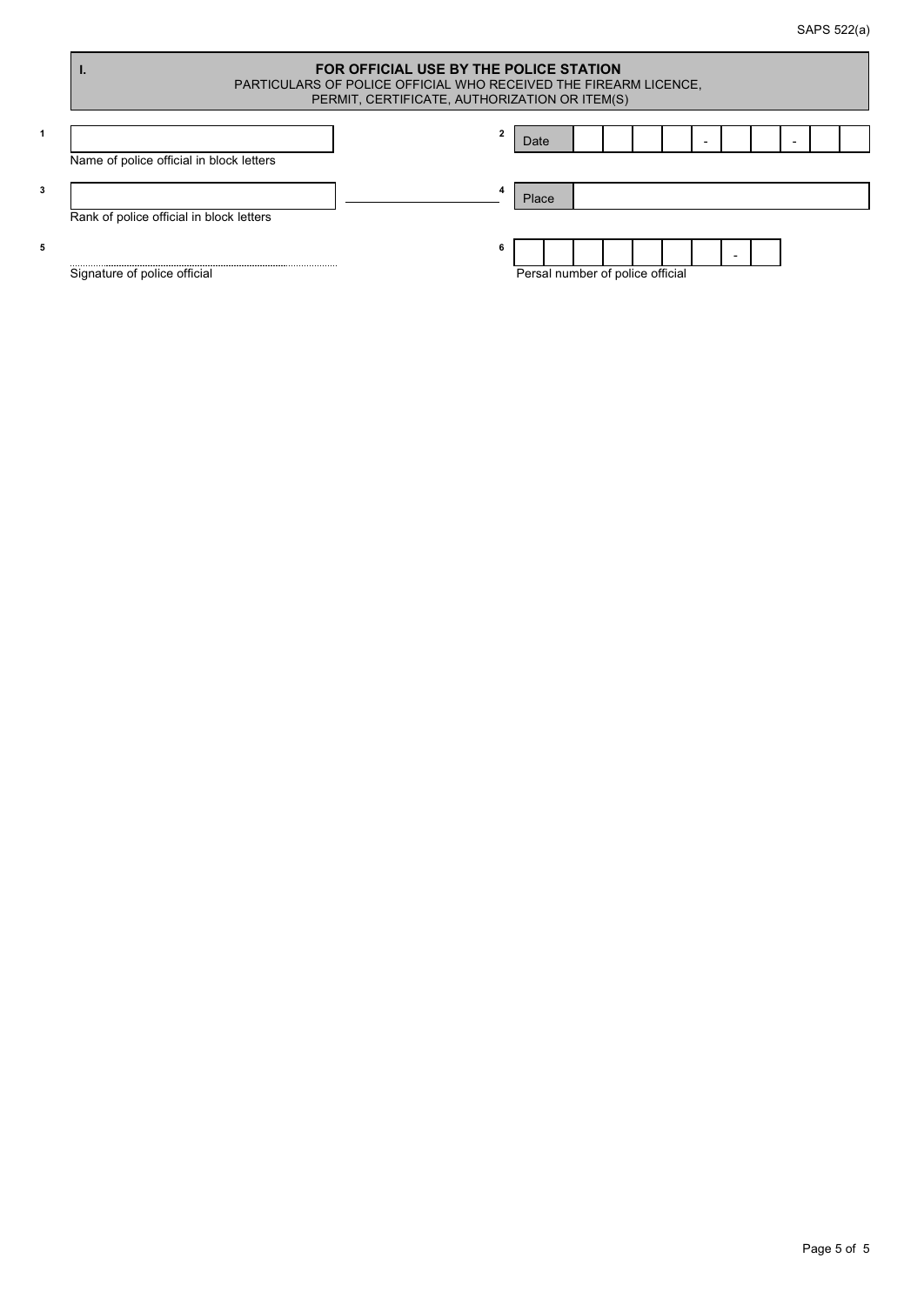## I. FOR OFFICIAL USE BY THE POLICE STATION

PARTICULARS OF POLICE OFFICIAL WHO RECEIVED THE FIREARM LICENCE, PERMIT, CERTIFICATE, AUTHORIZATION OR ITEM(S)

1 Name of police official in block letters: \_\_\_\_\_\_\_\_\_\_\_\_\_\_\_\_

2 Date: \_\_ \_\_ \_\_ \_\_ - \_\_ \_\_ - \_\_ \_\_

3 Rank of police official in block letters: \_\_\_\_\_\_\_\_\_\_\_\_\_\_\_\_

4 Place: \_\_\_\_\_\_\_\_\_\_\_\_\_\_\_\_

5 Signature of police official: ................................................

6 Persal number of police official: \_\_ \_\_ \_\_ \_\_ \_\_ \_\_ \_\_ - \_\_